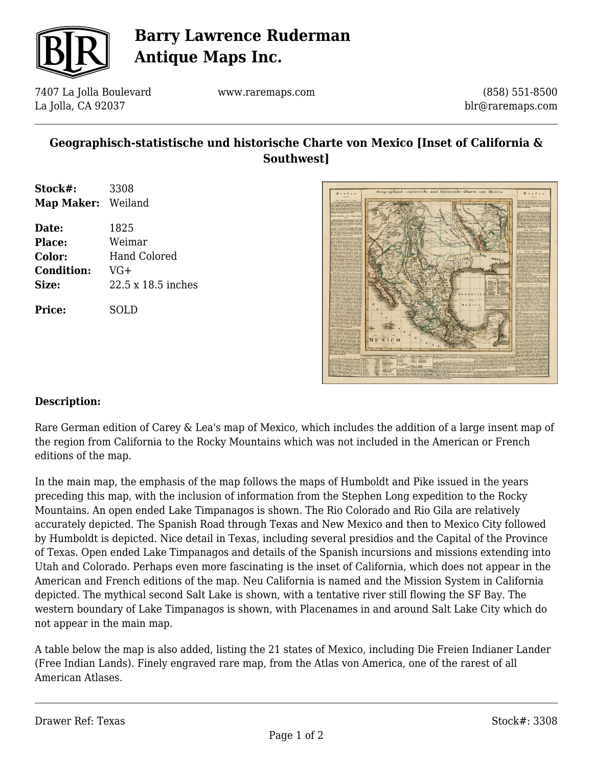# Barry Lawrence Ruderman Antique Maps Inc.

7407 La Jolla Boulevard
La Jolla, CA 92037

www.raremaps.com

(858) 551-8500
blr@raremaps.com

## Geographisch-statistische und historische Charte von Mexico [Inset of California & Southwest]

**Stock#:** 3308
**Map Maker:** Weiland

**Date:** 1825
**Place:** Weimar
**Color:** Hand Colored
**Condition:** VG+
**Size:** 22.5 x 18.5 inches

**Price:** SOLD

### Description:

Rare German edition of Carey & Lea's map of Mexico, which includes the addition of a large insent map of the region from California to the Rocky Mountains which was not included in the American or French editions of the map.

In the main map, the emphasis of the map follows the maps of Humboldt and Pike issued in the years preceding this map, with the inclusion of information from the Stephen Long expedition to the Rocky Mountains. An open ended Lake Timpanagos is shown. The Rio Colorado and Rio Gila are relatively accurately depicted. The Spanish Road through Texas and New Mexico and then to Mexico City followed by Humboldt is depicted. Nice detail in Texas, including several presidios and the Capital of the Province of Texas. Open ended Lake Timpanagos and details of the Spanish incursions and missions extending into Utah and Colorado. Perhaps even more fascinating is the inset of California, which does not appear in the American and French editions of the map. Neu California is named and the Mission System in California depicted. The mythical second Salt Lake is shown, with a tentative river still flowing the SF Bay. The western boundary of Lake Timpanagos is shown, with Placenames in and around Salt Lake City which do not appear in the main map.

A table below the map is also added, listing the 21 states of Mexico, including Die Freien Indianer Lander (Free Indian Lands). Finely engraved rare map, from the Atlas von America, one of the rarest of all American Atlases.

Drawer Ref: Texas

Stock#: 3308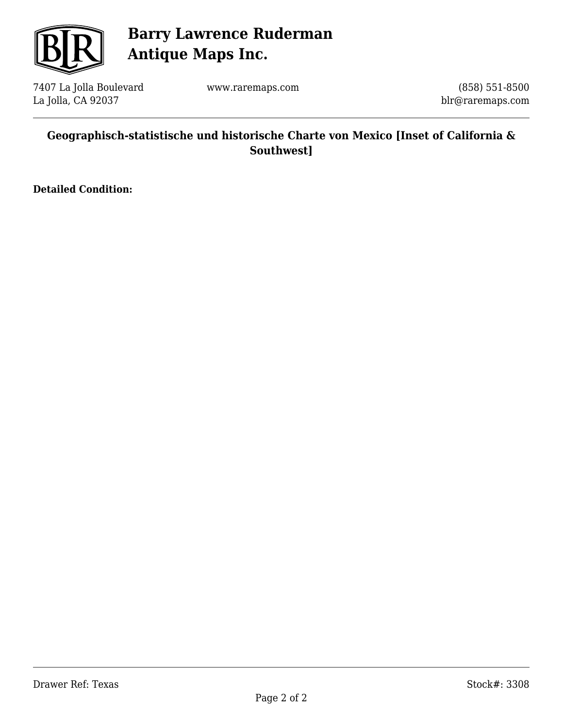**Geographisch-statistische und historische Charte von Mexico [Inset of California & Southwest]**

**Detailed Condition:**

Drawer Ref: Texas

Stock#: 3308